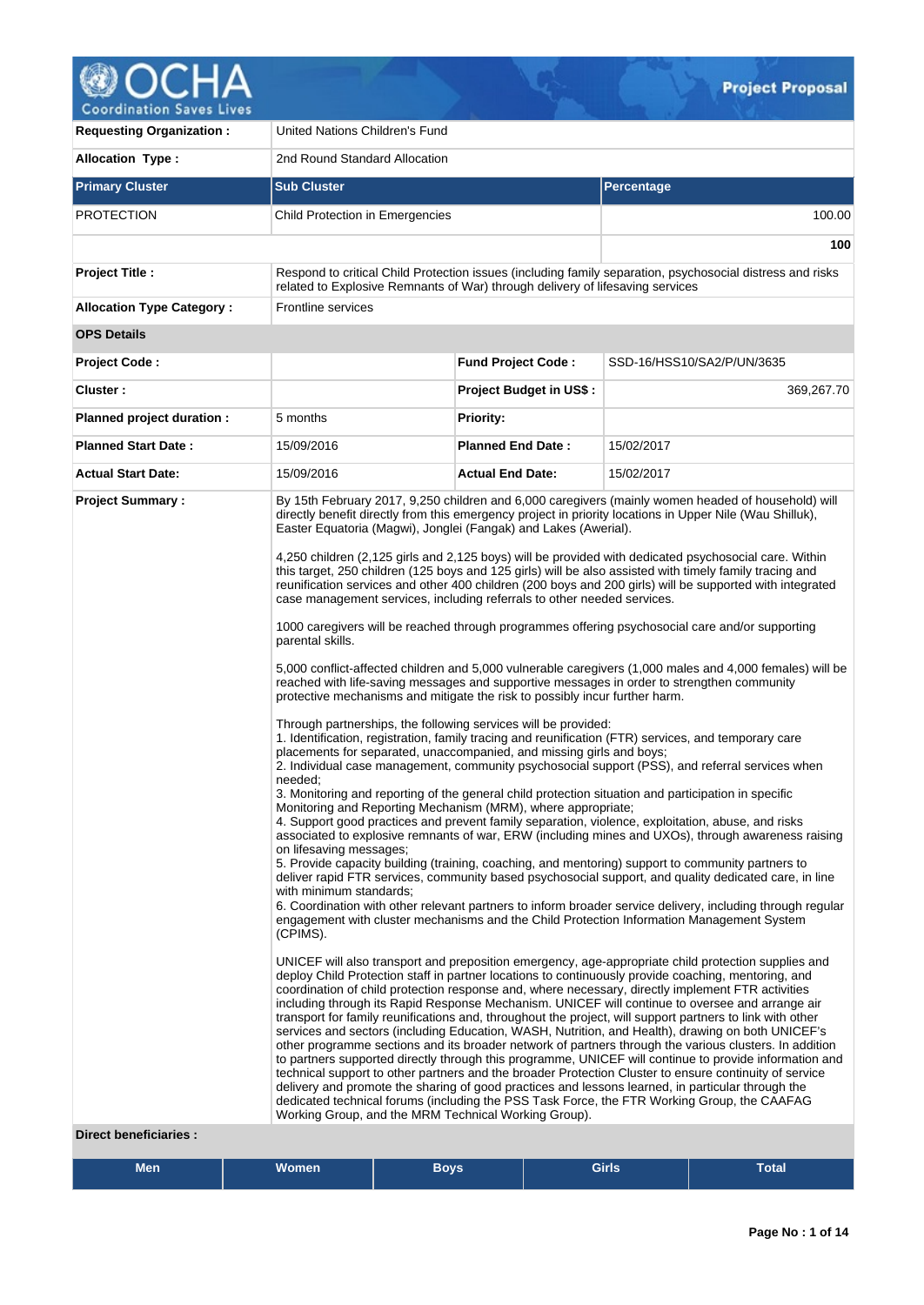# Project Proposal

| | | | |
|---|---|---|---|
| **Requesting Organization :** | United Nations Children's Fund | | |
| **Allocation Type :** | 2nd Round Standard Allocation | | |

| Primary Cluster | Sub Cluster | Percentage |
|---|---|---|
| PROTECTION | Child Protection in Emergencies | 100.00 |
| | | **100** |

| | |
|---|---|
| **Project Title :** | Respond to critical Child Protection issues (including family separation, psychosocial distress and risks related to Explosive Remnants of War) through delivery of lifesaving services |
| **Allocation Type Category :** | Frontline services |

**OPS Details**

| | | | |
|---|---|---|---|
| **Project Code :** | | **Fund Project Code :** | SSD-16/HSS10/SA2/P/UN/3635 |
| **Cluster :** | | **Project Budget in US$ :** | 369,267.70 |
| **Planned project duration :** | 5 months | **Priority:** | |
| **Planned Start Date :** | 15/09/2016 | **Planned End Date :** | 15/02/2017 |
| **Actual Start Date:** | 15/09/2016 | **Actual End Date:** | 15/02/2017 |

**Project Summary :**

By 15th February 2017, 9,250 children and 6,000 caregivers (mainly women headed of household) will directly benefit directly from this emergency project in priority locations in Upper Nile (Wau Shilluk), Easter Equatoria (Magwi), Jonglei (Fangak) and Lakes (Awerial).

4,250 children (2,125 girls and 2,125 boys) will be provided with dedicated psychosocial care. Within this target, 250 children (125 boys and 125 girls) will be also assisted with timely family tracing and reunification services and other 400 children (200 boys and 200 girls) will be supported with integrated case management services, including referrals to other needed services.

1000 caregivers will be reached through programmes offering psychosocial care and/or supporting parental skills.

5,000 conflict-affected children and 5,000 vulnerable caregivers (1,000 males and 4,000 females) will be reached with life-saving messages and supportive messages in order to strengthen community protective mechanisms and mitigate the risk to possibly incur further harm.

Through partnerships, the following services will be provided:
1. Identification, registration, family tracing and reunification (FTR) services, and temporary care placements for separated, unaccompanied, and missing girls and boys;
2. Individual case management, community psychosocial support (PSS), and referral services when needed;
3. Monitoring and reporting of the general child protection situation and participation in specific Monitoring and Reporting Mechanism (MRM), where appropriate;
4. Support good practices and prevent family separation, violence, exploitation, abuse, and risks associated to explosive remnants of war, ERW (including mines and UXOs), through awareness raising on lifesaving messages;
5. Provide capacity building (training, coaching, and mentoring) support to community partners to deliver rapid FTR services, community based psychosocial support, and quality dedicated care, in line with minimum standards;
6. Coordination with other relevant partners to inform broader service delivery, including through regular engagement with cluster mechanisms and the Child Protection Information Management System (CPIMS).

UNICEF will also transport and preposition emergency, age-appropriate child protection supplies and deploy Child Protection staff in partner locations to continuously provide coaching, mentoring, and coordination of child protection response and, where necessary, directly implement FTR activities including through its Rapid Response Mechanism. UNICEF will continue to oversee and arrange air transport for family reunifications and, throughout the project, will support partners to link with other services and sectors (including Education, WASH, Nutrition, and Health), drawing on both UNICEF's other programme sections and its broader network of partners through the various clusters. In addition to partners supported directly through this programme, UNICEF will continue to provide information and technical support to other partners and the broader Protection Cluster to ensure continuity of service delivery and promote the sharing of good practices and lessons learned, in particular through the dedicated technical forums (including the PSS Task Force, the FTR Working Group, the CAAFAG Working Group, and the MRM Technical Working Group).

**Direct beneficiaries :**

| Men | Women | Boys | Girls | Total |
|---|---|---|---|---|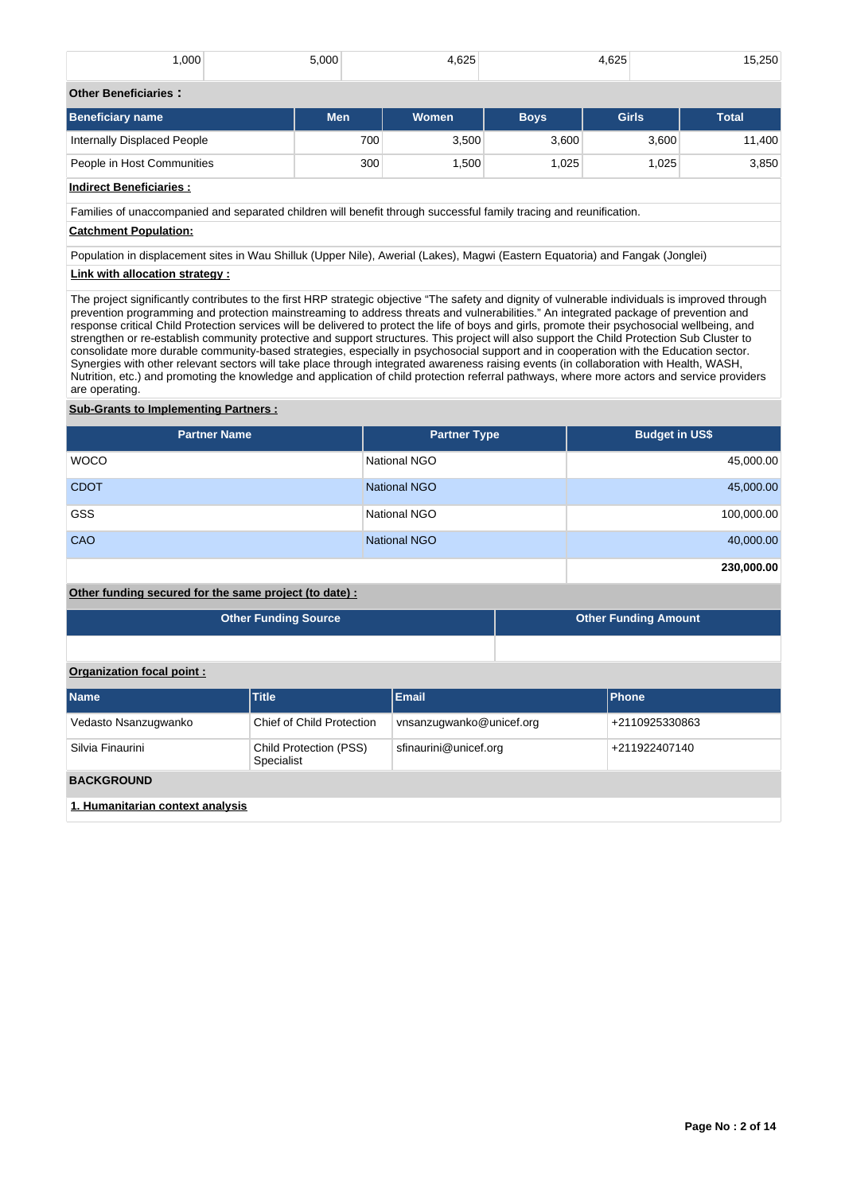| 1,000 | 5,000 | 4,625 | 4,625 | 15,250 |
|---|---|---|---|---|

**Other Beneficiaries :**

| Beneficiary name | Men | Women | Boys | Girls | Total |
|---|---|---|---|---|---|
| Internally Displaced People | 700 | 3,500 | 3,600 | 3,600 | 11,400 |
| People in Host Communities | 300 | 1,500 | 1,025 | 1,025 | 3,850 |

**Indirect Beneficiaries :**

Families of unaccompanied and separated children will benefit through successful family tracing and reunification.

**Catchment Population:**

Population in displacement sites in Wau Shilluk (Upper Nile), Awerial (Lakes), Magwi (Eastern Equatoria) and Fangak (Jonglei)

**Link with allocation strategy :**

The project significantly contributes to the first HRP strategic objective "The safety and dignity of vulnerable individuals is improved through prevention programming and protection mainstreaming to address threats and vulnerabilities." An integrated package of prevention and response critical Child Protection services will be delivered to protect the life of boys and girls, promote their psychosocial wellbeing, and strengthen or re-establish community protective and support structures. This project will also support the Child Protection Sub Cluster to consolidate more durable community-based strategies, especially in psychosocial support and in cooperation with the Education sector. Synergies with other relevant sectors will take place through integrated awareness raising events (in collaboration with Health, WASH, Nutrition, etc.) and promoting the knowledge and application of child protection referral pathways, where more actors and service providers are operating.

**Sub-Grants to Implementing Partners :**

| Partner Name | Partner Type | Budget in US$ |
|---|---|---|
| WOCO | National NGO | 45,000.00 |
| CDOT | National NGO | 45,000.00 |
| GSS | National NGO | 100,000.00 |
| CAO | National NGO | 40,000.00 |
| | | **230,000.00** |

**Other funding secured for the same project (to date) :**

| Other Funding Source | Other Funding Amount |
|---|---|
| | |

**Organization focal point :**

| Name | Title | Email | Phone |
|---|---|---|---|
| Vedasto Nsanzugwanko | Chief of Child Protection | vnsanzugwanko@unicef.org | +2110925330863 |
| Silvia Finaurini | Child Protection (PSS) Specialist | sfinaurini@unicef.org | +211922407140 |

**BACKGROUND**

**1. Humanitarian context analysis**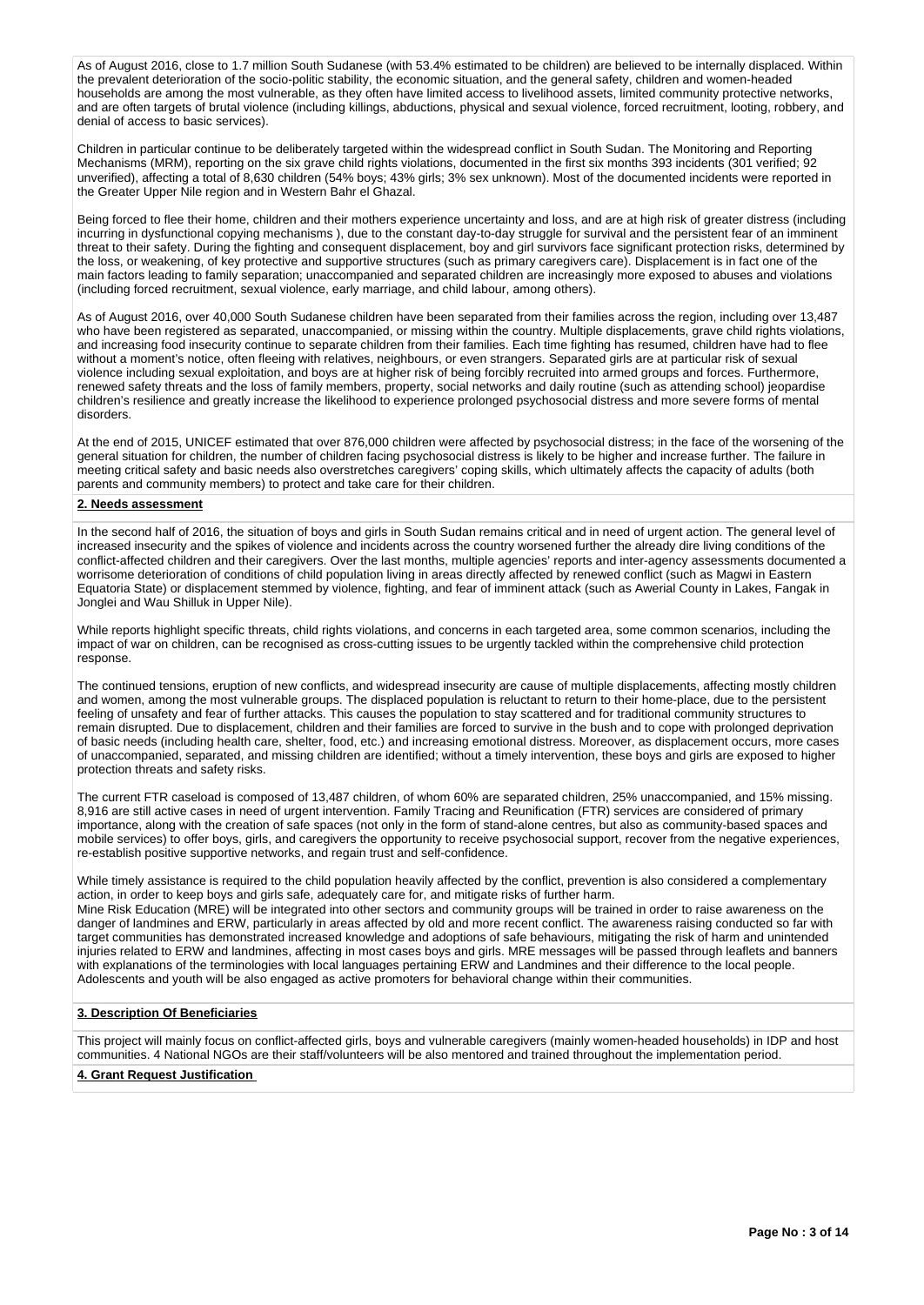As of August 2016, close to 1.7 million South Sudanese (with 53.4% estimated to be children) are believed to be internally displaced. Within the prevalent deterioration of the socio-politic stability, the economic situation, and the general safety, children and women-headed households are among the most vulnerable, as they often have limited access to livelihood assets, limited community protective networks, and are often targets of brutal violence (including killings, abductions, physical and sexual violence, forced recruitment, looting, robbery, and denial of access to basic services).

Children in particular continue to be deliberately targeted within the widespread conflict in South Sudan. The Monitoring and Reporting Mechanisms (MRM), reporting on the six grave child rights violations, documented in the first six months 393 incidents (301 verified; 92 unverified), affecting a total of 8,630 children (54% boys; 43% girls; 3% sex unknown). Most of the documented incidents were reported in the Greater Upper Nile region and in Western Bahr el Ghazal.

Being forced to flee their home, children and their mothers experience uncertainty and loss, and are at high risk of greater distress (including incurring in dysfunctional copying mechanisms ), due to the constant day-to-day struggle for survival and the persistent fear of an imminent threat to their safety. During the fighting and consequent displacement, boy and girl survivors face significant protection risks, determined by the loss, or weakening, of key protective and supportive structures (such as primary caregivers care). Displacement is in fact one of the main factors leading to family separation; unaccompanied and separated children are increasingly more exposed to abuses and violations (including forced recruitment, sexual violence, early marriage, and child labour, among others).

As of August 2016, over 40,000 South Sudanese children have been separated from their families across the region, including over 13,487 who have been registered as separated, unaccompanied, or missing within the country. Multiple displacements, grave child rights violations, and increasing food insecurity continue to separate children from their families. Each time fighting has resumed, children have had to flee without a moment's notice, often fleeing with relatives, neighbours, or even strangers. Separated girls are at particular risk of sexual violence including sexual exploitation, and boys are at higher risk of being forcibly recruited into armed groups and forces. Furthermore, renewed safety threats and the loss of family members, property, social networks and daily routine (such as attending school) jeopardise children's resilience and greatly increase the likelihood to experience prolonged psychosocial distress and more severe forms of mental disorders.

At the end of 2015, UNICEF estimated that over 876,000 children were affected by psychosocial distress; in the face of the worsening of the general situation for children, the number of children facing psychosocial distress is likely to be higher and increase further. The failure in meeting critical safety and basic needs also overstretches caregivers' coping skills, which ultimately affects the capacity of adults (both parents and community members) to protect and take care for their children.

**2. Needs assessment**

In the second half of 2016, the situation of boys and girls in South Sudan remains critical and in need of urgent action. The general level of increased insecurity and the spikes of violence and incidents across the country worsened further the already dire living conditions of the conflict-affected children and their caregivers. Over the last months, multiple agencies' reports and inter-agency assessments documented a worrisome deterioration of conditions of child population living in areas directly affected by renewed conflict (such as Magwi in Eastern Equatoria State) or displacement stemmed by violence, fighting, and fear of imminent attack (such as Awerial County in Lakes, Fangak in Jonglei and Wau Shilluk in Upper Nile).

While reports highlight specific threats, child rights violations, and concerns in each targeted area, some common scenarios, including the impact of war on children, can be recognised as cross-cutting issues to be urgently tackled within the comprehensive child protection response.

The continued tensions, eruption of new conflicts, and widespread insecurity are cause of multiple displacements, affecting mostly children and women, among the most vulnerable groups. The displaced population is reluctant to return to their home-place, due to the persistent feeling of unsafety and fear of further attacks. This causes the population to stay scattered and for traditional community structures to remain disrupted. Due to displacement, children and their families are forced to survive in the bush and to cope with prolonged deprivation of basic needs (including health care, shelter, food, etc.) and increasing emotional distress. Moreover, as displacement occurs, more cases of unaccompanied, separated, and missing children are identified; without a timely intervention, these boys and girls are exposed to higher protection threats and safety risks.

The current FTR caseload is composed of 13,487 children, of whom 60% are separated children, 25% unaccompanied, and 15% missing. 8,916 are still active cases in need of urgent intervention. Family Tracing and Reunification (FTR) services are considered of primary importance, along with the creation of safe spaces (not only in the form of stand-alone centres, but also as community-based spaces and mobile services) to offer boys, girls, and caregivers the opportunity to receive psychosocial support, recover from the negative experiences, re-establish positive supportive networks, and regain trust and self-confidence.

While timely assistance is required to the child population heavily affected by the conflict, prevention is also considered a complementary action, in order to keep boys and girls safe, adequately care for, and mitigate risks of further harm.
Mine Risk Education (MRE) will be integrated into other sectors and community groups will be trained in order to raise awareness on the danger of landmines and ERW, particularly in areas affected by old and more recent conflict. The awareness raising conducted so far with target communities has demonstrated increased knowledge and adoptions of safe behaviours, mitigating the risk of harm and unintended injuries related to ERW and landmines, affecting in most cases boys and girls. MRE messages will be passed through leaflets and banners with explanations of the terminologies with local languages pertaining ERW and Landmines and their difference to the local people. Adolescents and youth will be also engaged as active promoters for behavioral change within their communities.

**3. Description Of Beneficiaries**

This project will mainly focus on conflict-affected girls, boys and vulnerable caregivers (mainly women-headed households) in IDP and host communities. 4 National NGOs are their staff/volunteers will be also mentored and trained throughout the implementation period.

**4. Grant Request Justification**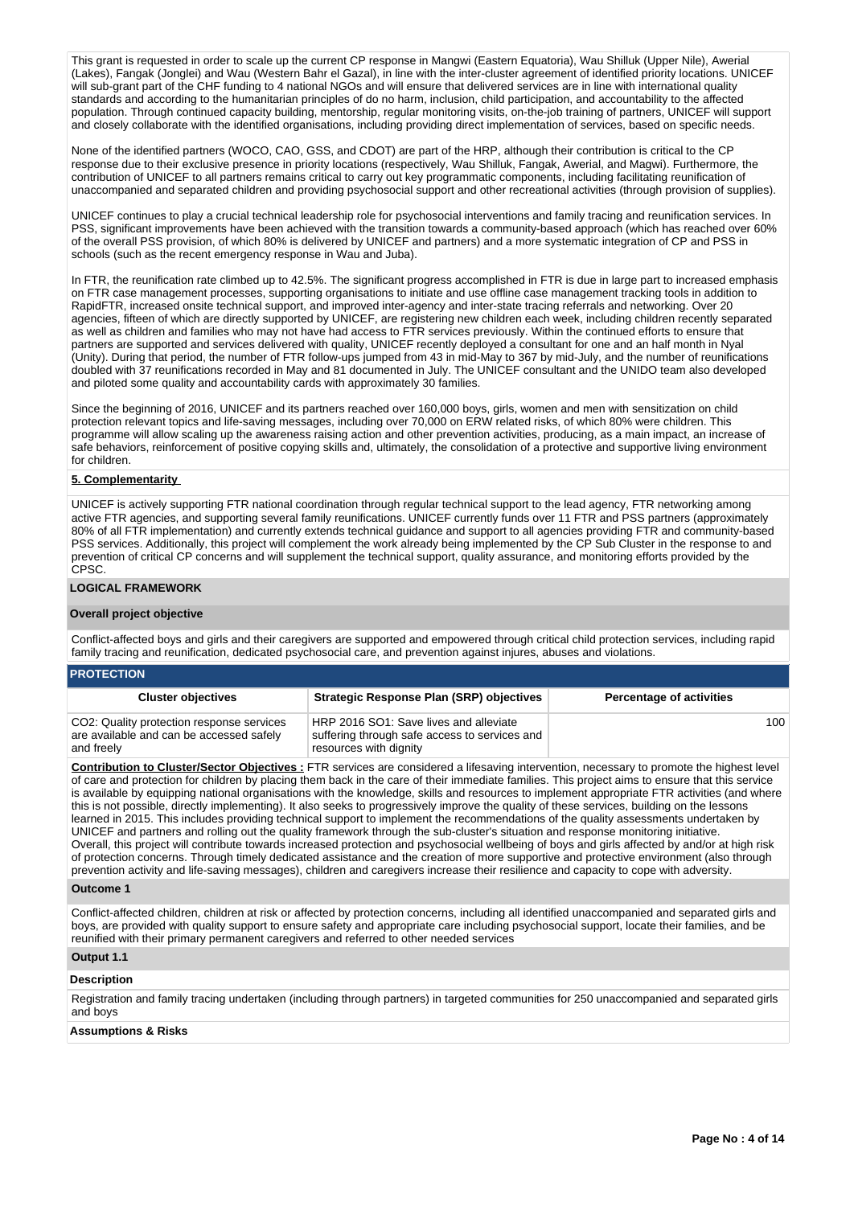This grant is requested in order to scale up the current CP response in Mangwi (Eastern Equatoria), Wau Shilluk (Upper Nile), Awerial (Lakes), Fangak (Jonglei) and Wau (Western Bahr el Gazal), in line with the inter-cluster agreement of identified priority locations. UNICEF will sub-grant part of the CHF funding to 4 national NGOs and will ensure that delivered services are in line with international quality standards and according to the humanitarian principles of do no harm, inclusion, child participation, and accountability to the affected population. Through continued capacity building, mentorship, regular monitoring visits, on-the-job training of partners, UNICEF will support and closely collaborate with the identified organisations, including providing direct implementation of services, based on specific needs.

None of the identified partners (WOCO, CAO, GSS, and CDOT) are part of the HRP, although their contribution is critical to the CP response due to their exclusive presence in priority locations (respectively, Wau Shilluk, Fangak, Awerial, and Magwi). Furthermore, the contribution of UNICEF to all partners remains critical to carry out key programmatic components, including facilitating reunification of unaccompanied and separated children and providing psychosocial support and other recreational activities (through provision of supplies).

UNICEF continues to play a crucial technical leadership role for psychosocial interventions and family tracing and reunification services. In PSS, significant improvements have been achieved with the transition towards a community-based approach (which has reached over 60% of the overall PSS provision, of which 80% is delivered by UNICEF and partners) and a more systematic integration of CP and PSS in schools (such as the recent emergency response in Wau and Juba).

In FTR, the reunification rate climbed up to 42.5%. The significant progress accomplished in FTR is due in large part to increased emphasis on FTR case management processes, supporting organisations to initiate and use offline case management tracking tools in addition to RapidFTR, increased onsite technical support, and improved inter-agency and inter-state tracing referrals and networking. Over 20 agencies, fifteen of which are directly supported by UNICEF, are registering new children each week, including children recently separated as well as children and families who may not have had access to FTR services previously. Within the continued efforts to ensure that partners are supported and services delivered with quality, UNICEF recently deployed a consultant for one and an half month in Nyal (Unity). During that period, the number of FTR follow-ups jumped from 43 in mid-May to 367 by mid-July, and the number of reunifications doubled with 37 reunifications recorded in May and 81 documented in July. The UNICEF consultant and the UNIDO team also developed and piloted some quality and accountability cards with approximately 30 families.

Since the beginning of 2016, UNICEF and its partners reached over 160,000 boys, girls, women and men with sensitization on child protection relevant topics and life-saving messages, including over 70,000 on ERW related risks, of which 80% were children. This programme will allow scaling up the awareness raising action and other prevention activities, producing, as a main impact, an increase of safe behaviors, reinforcement of positive copying skills and, ultimately, the consolidation of a protective and supportive living environment for children.

**5. Complementarity**

UNICEF is actively supporting FTR national coordination through regular technical support to the lead agency, FTR networking among active FTR agencies, and supporting several family reunifications. UNICEF currently funds over 11 FTR and PSS partners (approximately 80% of all FTR implementation) and currently extends technical guidance and support to all agencies providing FTR and community-based PSS services. Additionally, this project will complement the work already being implemented by the CP Sub Cluster in the response to and prevention of critical CP concerns and will supplement the technical support, quality assurance, and monitoring efforts provided by the CPSC.

## LOGICAL FRAMEWORK

### Overall project objective

Conflict-affected boys and girls and their caregivers are supported and empowered through critical child protection services, including rapid family tracing and reunification, dedicated psychosocial care, and prevention against injures, abuses and violations.

### PROTECTION

| Cluster objectives | Strategic Response Plan (SRP) objectives | Percentage of activities |
|---|---|---|
| CO2: Quality protection response services are available and can be accessed safely and freely | HRP 2016 SO1: Save lives and alleviate suffering through safe access to services and resources with dignity | 100 |

**Contribution to Cluster/Sector Objectives :** FTR services are considered a lifesaving intervention, necessary to promote the highest level of care and protection for children by placing them back in the care of their immediate families. This project aims to ensure that this service is available by equipping national organisations with the knowledge, skills and resources to implement appropriate FTR activities (and where this is not possible, directly implementing). It also seeks to progressively improve the quality of these services, building on the lessons learned in 2015. This includes providing technical support to implement the recommendations of the quality assessments undertaken by UNICEF and partners and rolling out the quality framework through the sub-cluster's situation and response monitoring initiative.
Overall, this project will contribute towards increased protection and psychosocial wellbeing of boys and girls affected by and/or at high risk of protection concerns. Through timely dedicated assistance and the creation of more supportive and protective environment (also through prevention activity and life-saving messages), children and caregivers increase their resilience and capacity to cope with adversity.

### Outcome 1

Conflict-affected children, children at risk or affected by protection concerns, including all identified unaccompanied and separated girls and boys, are provided with quality support to ensure safety and appropriate care including psychosocial support, locate their families, and be reunified with their primary permanent caregivers and referred to other needed services

### Output 1.1

**Description**

Registration and family tracing undertaken (including through partners) in targeted communities for 250 unaccompanied and separated girls and boys

**Assumptions & Risks**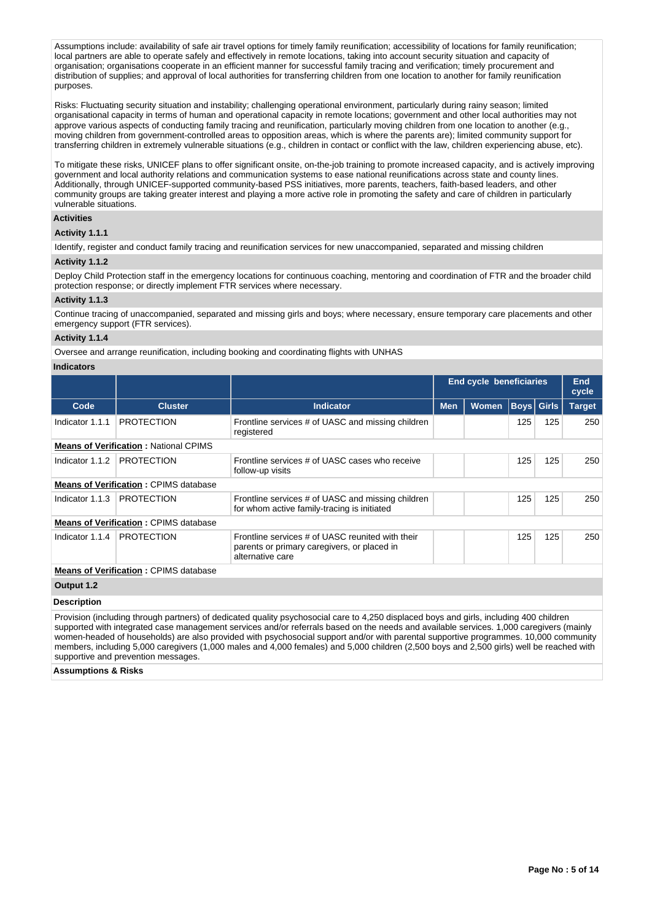Assumptions include: availability of safe air travel options for timely family reunification; accessibility of locations for family reunification; local partners are able to operate safely and effectively in remote locations, taking into account security situation and capacity of organisation; organisations cooperate in an efficient manner for successful family tracing and verification; timely procurement and distribution of supplies; and approval of local authorities for transferring children from one location to another for family reunification purposes.

Risks: Fluctuating security situation and instability; challenging operational environment, particularly during rainy season; limited organisational capacity in terms of human and operational capacity in remote locations; government and other local authorities may not approve various aspects of conducting family tracing and reunification, particularly moving children from one location to another (e.g., moving children from government-controlled areas to opposition areas, which is where the parents are); limited community support for transferring children in extremely vulnerable situations (e.g., children in contact or conflict with the law, children experiencing abuse, etc).

To mitigate these risks, UNICEF plans to offer significant onsite, on-the-job training to promote increased capacity, and is actively improving government and local authority relations and communication systems to ease national reunifications across state and county lines. Additionally, through UNICEF-supported community-based PSS initiatives, more parents, teachers, faith-based leaders, and other community groups are taking greater interest and playing a more active role in promoting the safety and care of children in particularly vulnerable situations.

**Activities**

**Activity 1.1.1**

Identify, register and conduct family tracing and reunification services for new unaccompanied, separated and missing children

**Activity 1.1.2**

Deploy Child Protection staff in the emergency locations for continuous coaching, mentoring and coordination of FTR and the broader child protection response; or directly implement FTR services where necessary.

**Activity 1.1.3**

Continue tracing of unaccompanied, separated and missing girls and boys; where necessary, ensure temporary care placements and other emergency support (FTR services).

**Activity 1.1.4**

Oversee and arrange reunification, including booking and coordinating flights with UNHAS

**Indicators**

| | | | End cycle beneficiaries | | | | End cycle |
|---|---|---|---|---|---|---|---|
| **Code** | **Cluster** | **Indicator** | **Men** | **Women** | **Boys** | **Girls** | **Target** |
| Indicator 1.1.1 | PROTECTION | Frontline services # of UASC and missing children registered | | | 125 | 125 | 250 |
| **Means of Verification :** National CPIMS | | | | | | | |
| Indicator 1.1.2 | PROTECTION | Frontline services # of UASC cases who receive follow-up visits | | | 125 | 125 | 250 |
| **Means of Verification :** CPIMS database | | | | | | | |
| Indicator 1.1.3 | PROTECTION | Frontline services # of UASC and missing children for whom active family-tracing is initiated | | | 125 | 125 | 250 |
| **Means of Verification :** CPIMS database | | | | | | | |
| Indicator 1.1.4 | PROTECTION | Frontline services # of UASC reunited with their parents or primary caregivers, or placed in alternative care | | | 125 | 125 | 250 |
| **Means of Verification :** CPIMS database | | | | | | | |

**Output 1.2**

**Description**

Provision (including through partners) of dedicated quality psychosocial care to 4,250 displaced boys and girls, including 400 children supported with integrated case management services and/or referrals based on the needs and available services. 1,000 caregivers (mainly women-headed of households) are also provided with psychosocial support and/or with parental supportive programmes. 10,000 community members, including 5,000 caregivers (1,000 males and 4,000 females) and 5,000 children (2,500 boys and 2,500 girls) well be reached with supportive and prevention messages.

**Assumptions & Risks**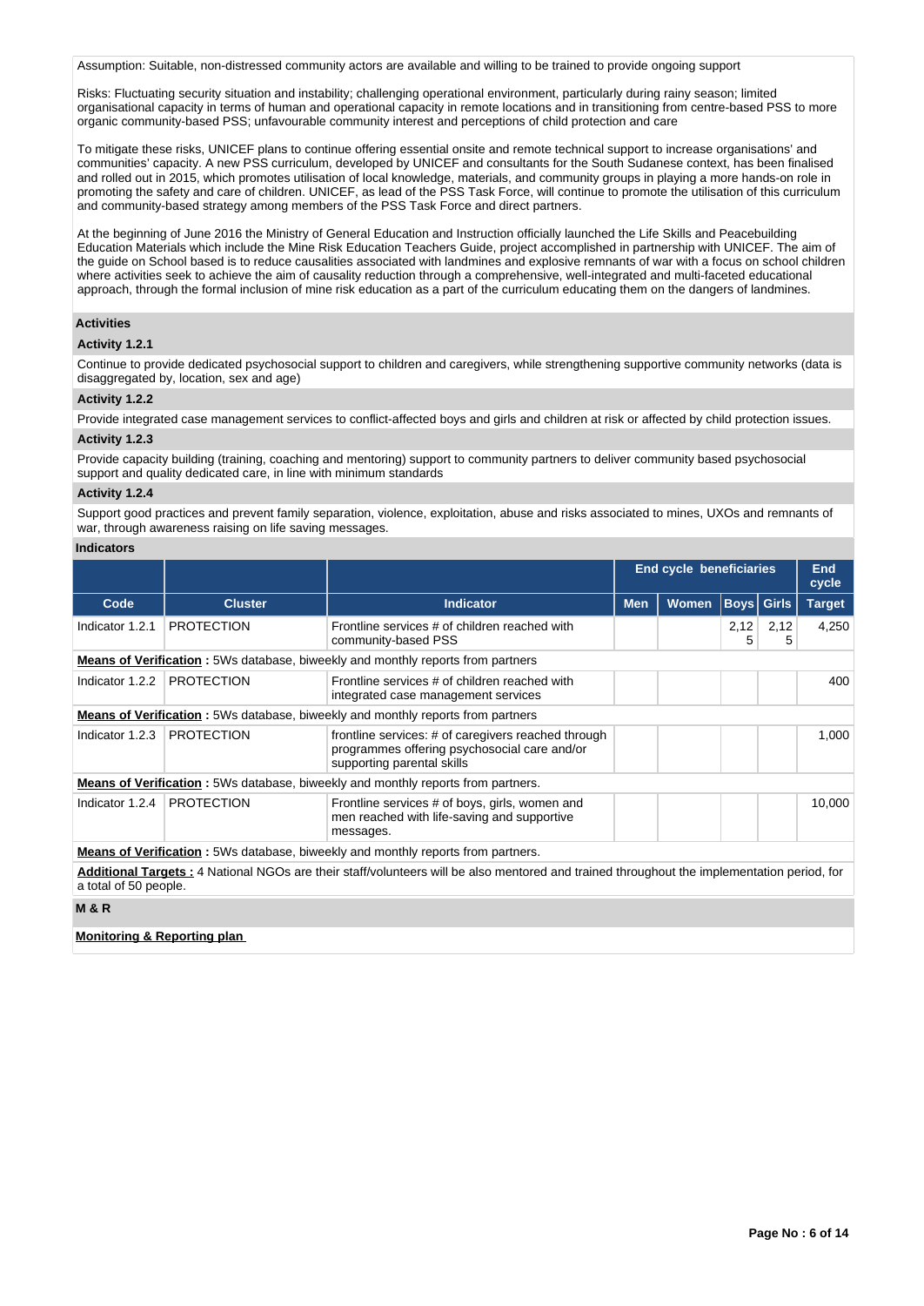Assumption: Suitable, non-distressed community actors are available and willing to be trained to provide ongoing support

Risks: Fluctuating security situation and instability; challenging operational environment, particularly during rainy season; limited organisational capacity in terms of human and operational capacity in remote locations and in transitioning from centre-based PSS to more organic community-based PSS; unfavourable community interest and perceptions of child protection and care

To mitigate these risks, UNICEF plans to continue offering essential onsite and remote technical support to increase organisations' and communities' capacity. A new PSS curriculum, developed by UNICEF and consultants for the South Sudanese context, has been finalised and rolled out in 2015, which promotes utilisation of local knowledge, materials, and community groups in playing a more hands-on role in promoting the safety and care of children. UNICEF, as lead of the PSS Task Force, will continue to promote the utilisation of this curriculum and community-based strategy among members of the PSS Task Force and direct partners.

At the beginning of June 2016 the Ministry of General Education and Instruction officially launched the Life Skills and Peacebuilding Education Materials which include the Mine Risk Education Teachers Guide, project accomplished in partnership with UNICEF. The aim of the guide on School based is to reduce causalities associated with landmines and explosive remnants of war with a focus on school children where activities seek to achieve the aim of causality reduction through a comprehensive, well-integrated and multi-faceted educational approach, through the formal inclusion of mine risk education as a part of the curriculum educating them on the dangers of landmines.

### Activities

#### Activity 1.2.1

Continue to provide dedicated psychosocial support to children and caregivers, while strengthening supportive community networks (data is disaggregated by, location, sex and age)

#### Activity 1.2.2

Provide integrated case management services to conflict-affected boys and girls and children at risk or affected by child protection issues.

#### Activity 1.2.3

Provide capacity building (training, coaching and mentoring) support to community partners to deliver community based psychosocial support and quality dedicated care, in line with minimum standards

#### Activity 1.2.4

Support good practices and prevent family separation, violence, exploitation, abuse and risks associated to mines, UXOs and remnants of war, through awareness raising on life saving messages.

### Indicators

| | | | End cycle beneficiaries | | | | End cycle |
|---|---|---|---|---|---|---|---|
| Code | Cluster | Indicator | Men | Women | Boys | Girls | Target |
| Indicator 1.2.1 | PROTECTION | Frontline services # of children reached with community-based PSS | | | 2,125 | 2,125 | 4,250 |
| **Means of Verification** : 5Ws database, biweekly and monthly reports from partners | | | | | | | |
| Indicator 1.2.2 | PROTECTION | Frontline services # of children reached with integrated case management services | | | | | 400 |
| **Means of Verification** : 5Ws database, biweekly and monthly reports from partners | | | | | | | |
| Indicator 1.2.3 | PROTECTION | frontline services: # of caregivers reached through programmes offering psychosocial care and/or supporting parental skills | | | | | 1,000 |
| **Means of Verification** : 5Ws database, biweekly and monthly reports from partners. | | | | | | | |
| Indicator 1.2.4 | PROTECTION | Frontline services # of boys, girls, women and men reached with life-saving and supportive messages. | | | | | 10,000 |
| **Means of Verification** : 5Ws database, biweekly and monthly reports from partners. | | | | | | | |

**Additional Targets :** 4 National NGOs are their staff/volunteers will be also mentored and trained throughout the implementation period, for a total of 50 people.

### M & R

**Monitoring & Reporting plan**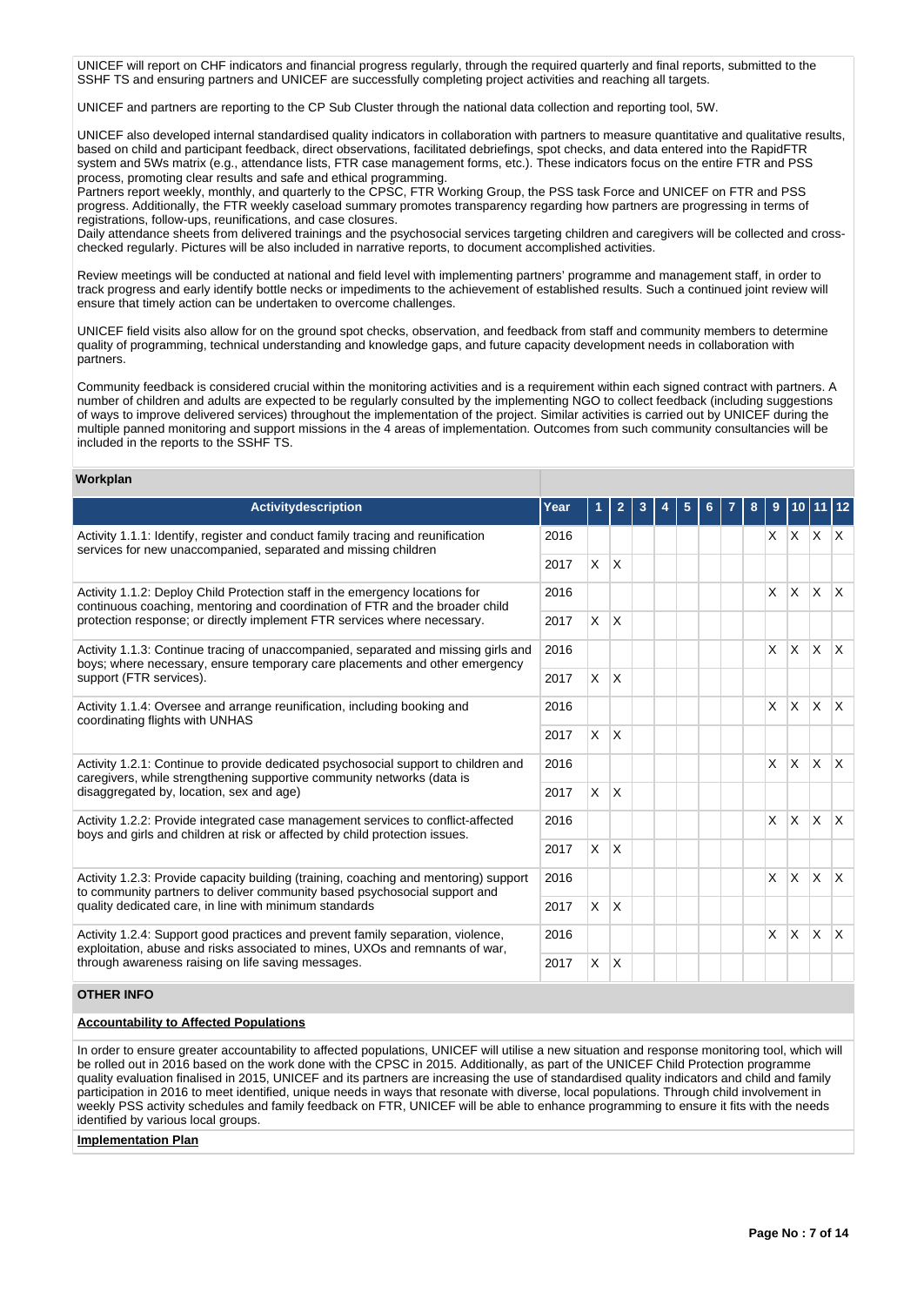UNICEF will report on CHF indicators and financial progress regularly, through the required quarterly and final reports, submitted to the SSHF TS and ensuring partners and UNICEF are successfully completing project activities and reaching all targets.

UNICEF and partners are reporting to the CP Sub Cluster through the national data collection and reporting tool, 5W.

UNICEF also developed internal standardised quality indicators in collaboration with partners to measure quantitative and qualitative results, based on child and participant feedback, direct observations, facilitated debriefings, spot checks, and data entered into the RapidFTR system and 5Ws matrix (e.g., attendance lists, FTR case management forms, etc.). These indicators focus on the entire FTR and PSS process, promoting clear results and safe and ethical programming.
Partners report weekly, monthly, and quarterly to the CPSC, FTR Working Group, the PSS task Force and UNICEF on FTR and PSS progress. Additionally, the FTR weekly caseload summary promotes transparency regarding how partners are progressing in terms of registrations, follow-ups, reunifications, and case closures.
Daily attendance sheets from delivered trainings and the psychosocial services targeting children and caregivers will be collected and cross-checked regularly. Pictures will be also included in narrative reports, to document accomplished activities.

Review meetings will be conducted at national and field level with implementing partners' programme and management staff, in order to track progress and early identify bottle necks or impediments to the achievement of established results. Such a continued joint review will ensure that timely action can be undertaken to overcome challenges.

UNICEF field visits also allow for on the ground spot checks, observation, and feedback from staff and community members to determine quality of programming, technical understanding and knowledge gaps, and future capacity development needs in collaboration with partners.

Community feedback is considered crucial within the monitoring activities and is a requirement within each signed contract with partners. A number of children and adults are expected to be regularly consulted by the implementing NGO to collect feedback (including suggestions of ways to improve delivered services) throughout the implementation of the project. Similar activities is carried out by UNICEF during the multiple panned monitoring and support missions in the 4 areas of implementation. Outcomes from such community consultancies will be included in the reports to the SSHF TS.

**Workplan**

| Activitydescription | Year | 1 | 2 | 3 | 4 | 5 | 6 | 7 | 8 | 9 | 10 | 11 | 12 |
|---|---|---|---|---|---|---|---|---|---|---|---|---|---|
| Activity 1.1.1: Identify, register and conduct family tracing and reunification services for new unaccompanied, separated and missing children | 2016 | | | | | | | | | X | X | X | X |
| | 2017 | X | X | | | | | | | | | | |
| Activity 1.1.2: Deploy Child Protection staff in the emergency locations for continuous coaching, mentoring and coordination of FTR and the broader child protection response; or directly implement FTR services where necessary. | 2016 | | | | | | | | | X | X | X | X |
| | 2017 | X | X | | | | | | | | | | |
| Activity 1.1.3: Continue tracing of unaccompanied, separated and missing girls and boys; where necessary, ensure temporary care placements and other emergency support (FTR services). | 2016 | | | | | | | | | X | X | X | X |
| | 2017 | X | X | | | | | | | | | | |
| Activity 1.1.4: Oversee and arrange reunification, including booking and coordinating flights with UNHAS | 2016 | | | | | | | | | X | X | X | X |
| | 2017 | X | X | | | | | | | | | | |
| Activity 1.2.1: Continue to provide dedicated psychosocial support to children and caregivers, while strengthening supportive community networks (data is disaggregated by, location, sex and age) | 2016 | | | | | | | | | X | X | X | X |
| | 2017 | X | X | | | | | | | | | | |
| Activity 1.2.2: Provide integrated case management services to conflict-affected boys and girls and children at risk or affected by child protection issues. | 2016 | | | | | | | | | X | X | X | X |
| | 2017 | X | X | | | | | | | | | | |
| Activity 1.2.3: Provide capacity building (training, coaching and mentoring) support to community partners to deliver community based psychosocial support and quality dedicated care, in line with minimum standards | 2016 | | | | | | | | | X | X | X | X |
| | 2017 | X | X | | | | | | | | | | |
| Activity 1.2.4: Support good practices and prevent family separation, violence, exploitation, abuse and risks associated to mines, UXOs and remnants of war, through awareness raising on life saving messages. | 2016 | | | | | | | | | X | X | X | X |
| | 2017 | X | X | | | | | | | | | | |

**OTHER INFO**

**Accountability to Affected Populations**

In order to ensure greater accountability to affected populations, UNICEF will utilise a new situation and response monitoring tool, which will be rolled out in 2016 based on the work done with the CPSC in 2015. Additionally, as part of the UNICEF Child Protection programme quality evaluation finalised in 2015, UNICEF and its partners are increasing the use of standardised quality indicators and child and family participation in 2016 to meet identified, unique needs in ways that resonate with diverse, local populations. Through child involvement in weekly PSS activity schedules and family feedback on FTR, UNICEF will be able to enhance programming to ensure it fits with the needs identified by various local groups.

**Implementation Plan**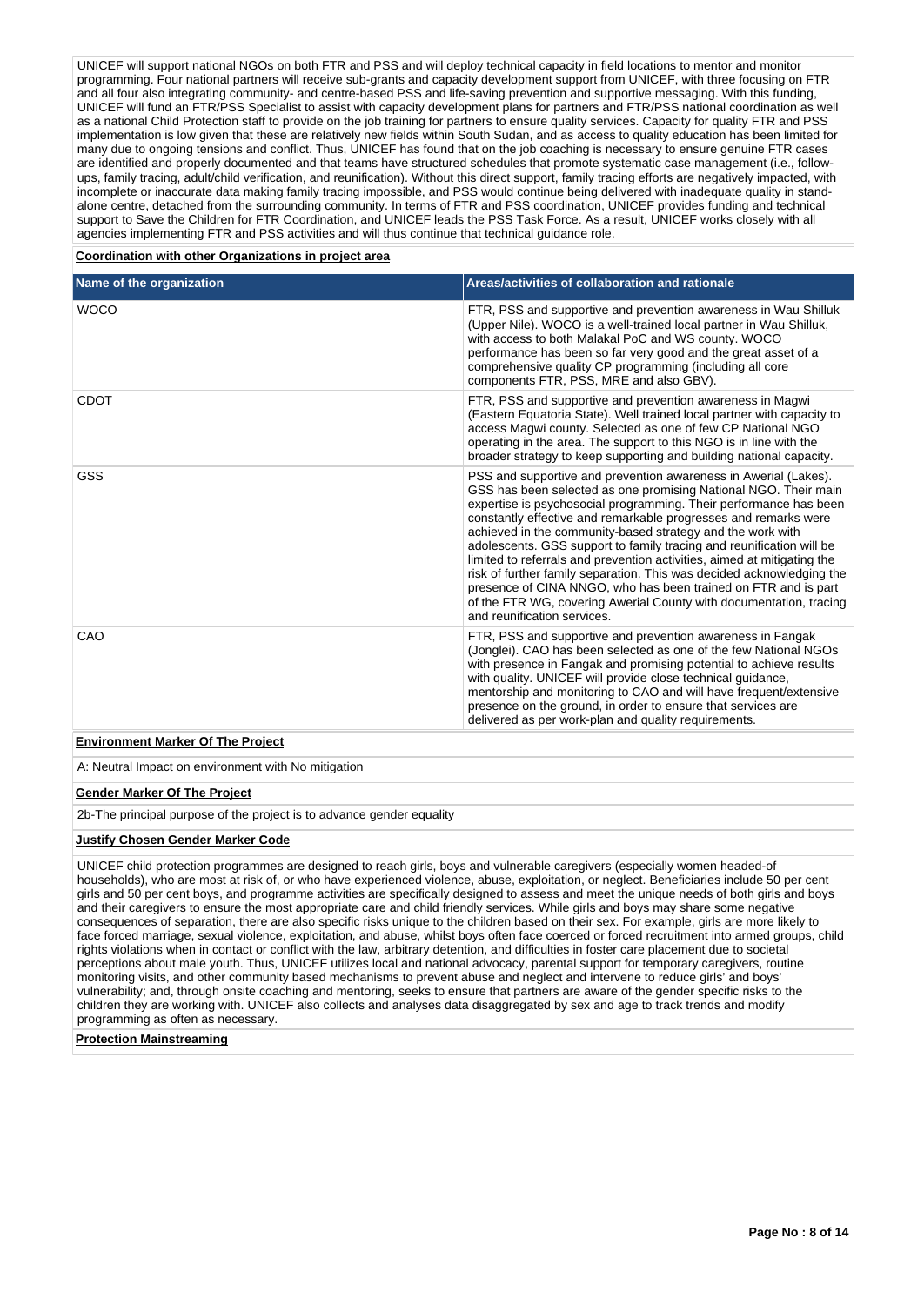UNICEF will support national NGOs on both FTR and PSS and will deploy technical capacity in field locations to mentor and monitor programming. Four national partners will receive sub-grants and capacity development support from UNICEF, with three focusing on FTR and all four also integrating community- and centre-based PSS and life-saving prevention and supportive messaging. With this funding, UNICEF will fund an FTR/PSS Specialist to assist with capacity development plans for partners and FTR/PSS national coordination as well as a national Child Protection staff to provide on the job training for partners to ensure quality services. Capacity for quality FTR and PSS implementation is low given that these are relatively new fields within South Sudan, and as access to quality education has been limited for many due to ongoing tensions and conflict. Thus, UNICEF has found that on the job coaching is necessary to ensure genuine FTR cases are identified and properly documented and that teams have structured schedules that promote systematic case management (i.e., follow-ups, family tracing, adult/child verification, and reunification). Without this direct support, family tracing efforts are negatively impacted, with incomplete or inaccurate data making family tracing impossible, and PSS would continue being delivered with inadequate quality in stand-alone centre, detached from the surrounding community. In terms of FTR and PSS coordination, UNICEF provides funding and technical support to Save the Children for FTR Coordination, and UNICEF leads the PSS Task Force. As a result, UNICEF works closely with all agencies implementing FTR and PSS activities and will thus continue that technical guidance role.

**Coordination with other Organizations in project area**

| Name of the organization | Areas/activities of collaboration and rationale |
| --- | --- |
| WOCO | FTR, PSS and supportive and prevention awareness in Wau Shilluk (Upper Nile). WOCO is a well-trained local partner in Wau Shilluk, with access to both Malakal PoC and WS county. WOCO performance has been so far very good and the great asset of a comprehensive quality CP programming (including all core components FTR, PSS, MRE and also GBV). |
| CDOT | FTR, PSS and supportive and prevention awareness in Magwi (Eastern Equatoria State). Well trained local partner with capacity to access Magwi county. Selected as one of few CP National NGO operating in the area. The support to this NGO is in line with the broader strategy to keep supporting and building national capacity. |
| GSS | PSS and supportive and prevention awareness in Awerial (Lakes). GSS has been selected as one promising National NGO. Their main expertise is psychosocial programming. Their performance has been constantly effective and remarkable progresses and remarks were achieved in the community-based strategy and the work with adolescents. GSS support to family tracing and reunification will be limited to referrals and prevention activities, aimed at mitigating the risk of further family separation. This was decided acknowledging the presence of CINA NNGO, who has been trained on FTR and is part of the FTR WG, covering Awerial County with documentation, tracing and reunification services. |
| CAO | FTR, PSS and supportive and prevention awareness in Fangak (Jonglei). CAO has been selected as one of the few National NGOs with presence in Fangak and promising potential to achieve results with quality. UNICEF will provide close technical guidance, mentorship and monitoring to CAO and will have frequent/extensive presence on the ground, in order to ensure that services are delivered as per work-plan and quality requirements. |

**Environment Marker Of The Project**

A: Neutral Impact on environment with No mitigation

**Gender Marker Of The Project**

2b-The principal purpose of the project is to advance gender equality

**Justify Chosen Gender Marker Code**

UNICEF child protection programmes are designed to reach girls, boys and vulnerable caregivers (especially women headed-of households), who are most at risk of, or who have experienced violence, abuse, exploitation, or neglect. Beneficiaries include 50 per cent girls and 50 per cent boys, and programme activities are specifically designed to assess and meet the unique needs of both girls and boys and their caregivers to ensure the most appropriate care and child friendly services. While girls and boys may share some negative consequences of separation, there are also specific risks unique to the children based on their sex. For example, girls are more likely to face forced marriage, sexual violence, exploitation, and abuse, whilst boys often face coerced or forced recruitment into armed groups, child rights violations when in contact or conflict with the law, arbitrary detention, and difficulties in foster care placement due to societal perceptions about male youth. Thus, UNICEF utilizes local and national advocacy, parental support for temporary caregivers, routine monitoring visits, and other community based mechanisms to prevent abuse and neglect and intervene to reduce girls' and boys' vulnerability; and, through onsite coaching and mentoring, seeks to ensure that partners are aware of the gender specific risks to the children they are working with. UNICEF also collects and analyses data disaggregated by sex and age to track trends and modify programming as often as necessary.

**Protection Mainstreaming**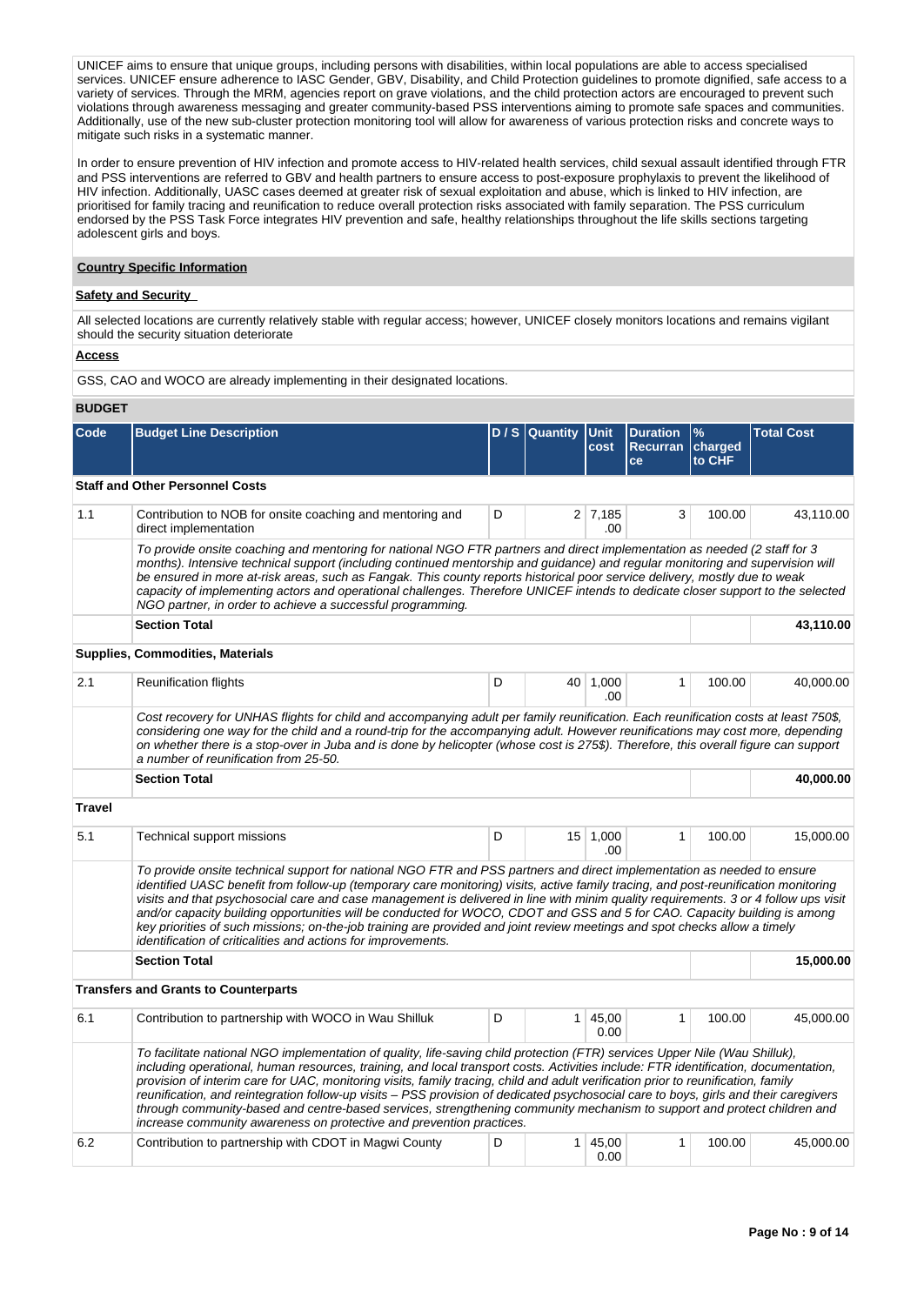UNICEF aims to ensure that unique groups, including persons with disabilities, within local populations are able to access specialised services. UNICEF ensure adherence to IASC Gender, GBV, Disability, and Child Protection guidelines to promote dignified, safe access to a variety of services. Through the MRM, agencies report on grave violations, and the child protection actors are encouraged to prevent such violations through awareness messaging and greater community-based PSS interventions aiming to promote safe spaces and communities. Additionally, use of the new sub-cluster protection monitoring tool will allow for awareness of various protection risks and concrete ways to mitigate such risks in a systematic manner.

In order to ensure prevention of HIV infection and promote access to HIV-related health services, child sexual assault identified through FTR and PSS interventions are referred to GBV and health partners to ensure access to post-exposure prophylaxis to prevent the likelihood of HIV infection. Additionally, UASC cases deemed at greater risk of sexual exploitation and abuse, which is linked to HIV infection, are prioritised for family tracing and reunification to reduce overall protection risks associated with family separation. The PSS curriculum endorsed by the PSS Task Force integrates HIV prevention and safe, healthy relationships throughout the life skills sections targeting adolescent girls and boys.

**Country Specific Information**

**Safety and Security**

All selected locations are currently relatively stable with regular access; however, UNICEF closely monitors locations and remains vigilant should the security situation deteriorate

**Access**

GSS, CAO and WOCO are already implementing in their designated locations.

**BUDGET**

| Code | Budget Line Description | D / S | Quantity | Unit cost | Duration Recurrance | % charged to CHF | Total Cost |
|---|---|---|---|---|---|---|---|
| **Staff and Other Personnel Costs** | | | | | | | |
| 1.1 | Contribution to NOB for onsite coaching and mentoring and direct implementation | D | 2 | 7,185.00 | 3 | 100.00 | 43,110.00 |
| | *To provide onsite coaching and mentoring for national NGO FTR partners and direct implementation as needed (2 staff for 3 months). Intensive technical support (including continued mentorship and guidance) and regular monitoring and supervision will be ensured in more at-risk areas, such as Fangak. This county reports historical poor service delivery, mostly due to weak capacity of implementing actors and operational challenges. Therefore UNICEF intends to dedicate closer support to the selected NGO partner, in order to achieve a successful programming.* | | | | | | |
| | **Section Total** | | | | | | **43,110.00** |
| **Supplies, Commodities, Materials** | | | | | | | |
| 2.1 | Reunification flights | D | 40 | 1,000.00 | 1 | 100.00 | 40,000.00 |
| | *Cost recovery for UNHAS flights for child and accompanying adult per family reunification. Each reunification costs at least 750$, considering one way for the child and a round-trip for the accompanying adult. However reunifications may cost more, depending on whether there is a stop-over in Juba and is done by helicopter (whose cost is 275$). Therefore, this overall figure can support a number of reunification from 25-50.* | | | | | | |
| | **Section Total** | | | | | | **40,000.00** |
| **Travel** | | | | | | | |
| 5.1 | Technical support missions | D | 15 | 1,000.00 | 1 | 100.00 | 15,000.00 |
| | *To provide onsite technical support for national NGO FTR and PSS partners and direct implementation as needed to ensure identified UASC benefit from follow-up (temporary care monitoring) visits, active family tracing, and post-reunification monitoring visits and that psychosocial care and case management is delivered in line with minim quality requirements. 3 or 4 follow ups visit and/or capacity building opportunities will be conducted for WOCO, CDOT and GSS and 5 for CAO. Capacity building is among key priorities of such missions; on-the-job training are provided and joint review meetings and spot checks allow a timely identification of criticalities and actions for improvements.* | | | | | | |
| | **Section Total** | | | | | | **15,000.00** |
| **Transfers and Grants to Counterparts** | | | | | | | |
| 6.1 | Contribution to partnership with WOCO in Wau Shilluk | D | 1 | 45,000.00 | 1 | 100.00 | 45,000.00 |
| | *To facilitate national NGO implementation of quality, life-saving child protection (FTR) services Upper Nile (Wau Shilluk), including operational, human resources, training, and local transport costs. Activities include: FTR identification, documentation, provision of interim care for UAC, monitoring visits, family tracing, child and adult verification prior to reunification, family reunification, and reintegration follow-up visits – PSS provision of dedicated psychosocial care to boys, girls and their caregivers through community-based and centre-based services, strengthening community mechanism to support and protect children and increase community awareness on protective and prevention practices.* | | | | | | |
| 6.2 | Contribution to partnership with CDOT in Magwi County | D | 1 | 45,000.00 | 1 | 100.00 | 45,000.00 |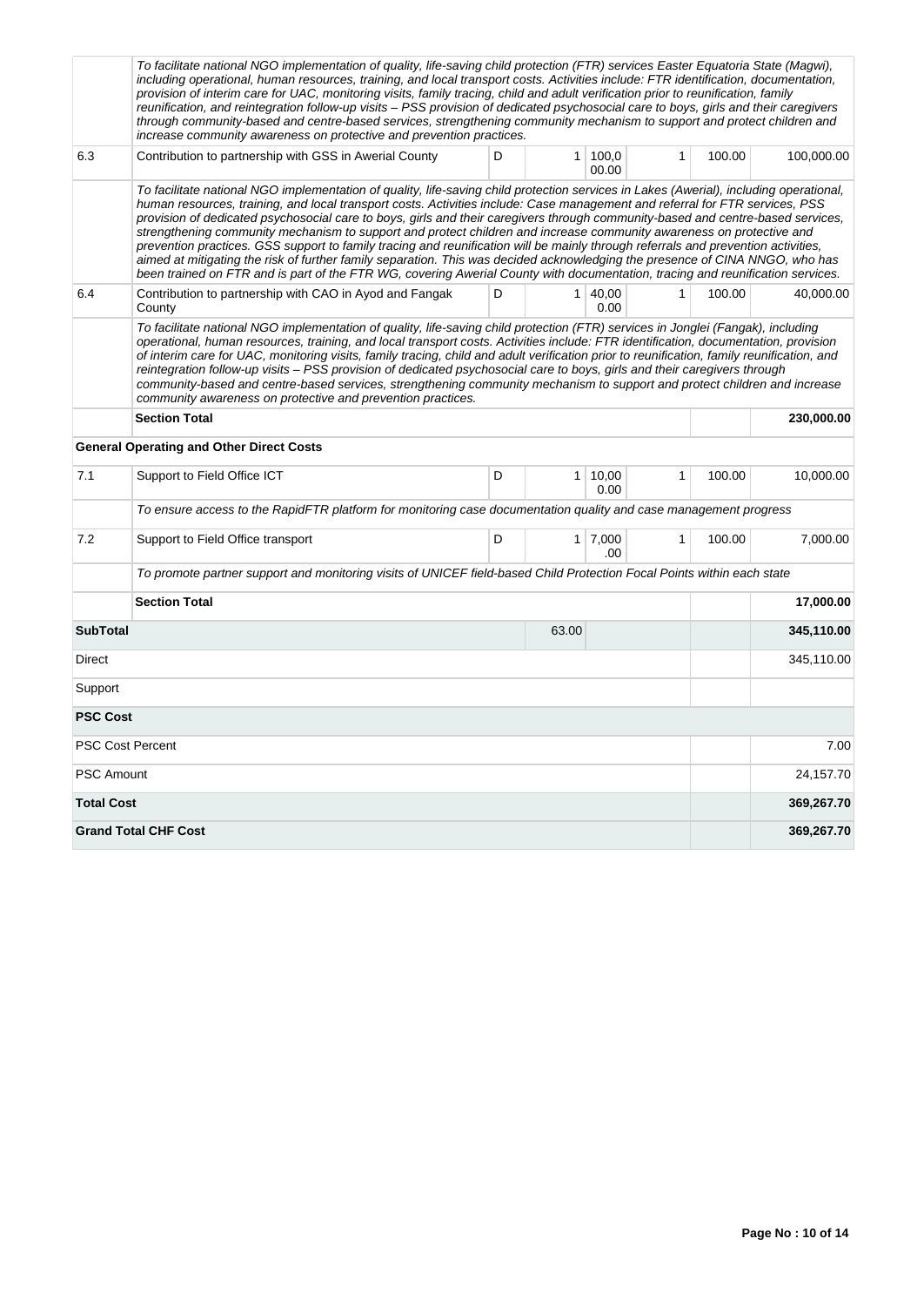| | | | | | | | |
|---|---|---|---|---|---|---|---|
| | *To facilitate national NGO implementation of quality, life-saving child protection (FTR) services Easter Equatoria State (Magwi), including operational, human resources, training, and local transport costs. Activities include: FTR identification, documentation, provision of interim care for UAC, monitoring visits, family tracing, child and adult verification prior to reunification, family reunification, and reintegration follow-up visits – PSS provision of dedicated psychosocial care to boys, girls and their caregivers through community-based and centre-based services, strengthening community mechanism to support and protect children and increase community awareness on protective and prevention practices.* | | | | | | |
| 6.3 | Contribution to partnership with GSS in Awerial County | D | 1 | 100,000.00 | 1 | 100.00 | 100,000.00 |
| | *To facilitate national NGO implementation of quality, life-saving child protection services in Lakes (Awerial), including operational, human resources, training, and local transport costs. Activities include: Case management and referral for FTR services, PSS provision of dedicated psychosocial care to boys, girls and their caregivers through community-based and centre-based services, strengthening community mechanism to support and protect children and increase community awareness on protective and prevention practices. GSS support to family tracing and reunification will be mainly through referrals and prevention activities, aimed at mitigating the risk of further family separation. This was decided acknowledging the presence of CINA NNGO, who has been trained on FTR and is part of the FTR WG, covering Awerial County with documentation, tracing and reunification services.* | | | | | | |
| 6.4 | Contribution to partnership with CAO in Ayod and Fangak County | D | 1 | 40,000.00 | 1 | 100.00 | 40,000.00 |
| | *To facilitate national NGO implementation of quality, life-saving child protection (FTR) services in Jonglei (Fangak), including operational, human resources, training, and local transport costs. Activities include: FTR identification, documentation, provision of interim care for UAC, monitoring visits, family tracing, child and adult verification prior to reunification, family reunification, and reintegration follow-up visits – PSS provision of dedicated psychosocial care to boys, girls and their caregivers through community-based and centre-based services, strengthening community mechanism to support and protect children and increase community awareness on protective and prevention practices.* | | | | | | |
| | **Section Total** | | | | | | **230,000.00** |
| | **General Operating and Other Direct Costs** | | | | | | |
| 7.1 | Support to Field Office ICT | D | 1 | 10,000.00 | 1 | 100.00 | 10,000.00 |
| | *To ensure access to the RapidFTR platform for monitoring case documentation quality and case management progress* | | | | | | |
| 7.2 | Support to Field Office transport | D | 1 | 7,000.00 | 1 | 100.00 | 7,000.00 |
| | *To promote partner support and monitoring visits of UNICEF field-based Child Protection Focal Points within each state* | | | | | | |
| | **Section Total** | | | | | | **17,000.00** |
| **SubTotal** | | | 63.00 | | | | **345,110.00** |
| Direct | | | | | | | 345,110.00 |
| Support | | | | | | | |
| **PSC Cost** | | | | | | | |
| PSC Cost Percent | | | | | | | 7.00 |
| PSC Amount | | | | | | | 24,157.70 |
| **Total Cost** | | | | | | | **369,267.70** |
| **Grand Total CHF Cost** | | | | | | | **369,267.70** |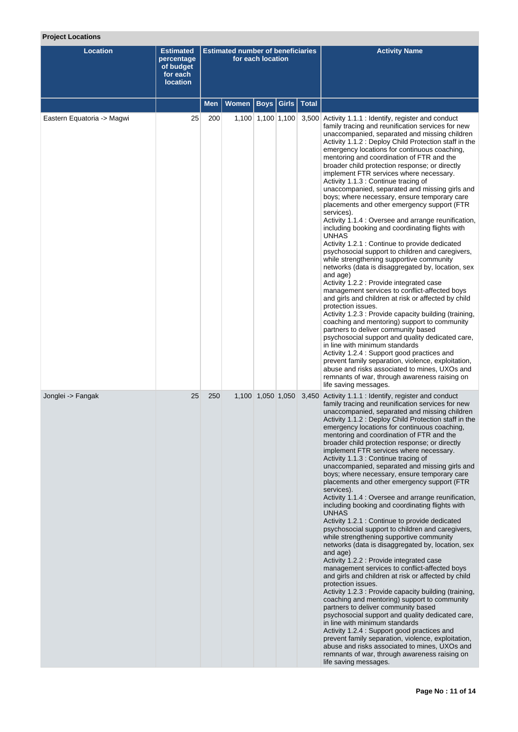**Project Locations**

| Location | Estimated percentage of budget for each location | Estimated number of beneficiaries for each location | | | | | Activity Name |
|---|---|---|---|---|---|---|---|
| | | Men | Women | Boys | Girls | Total | |
| Eastern Equatoria -> Magwi | 25 | 200 | 1,100 | 1,100 | 1,100 | 3,500 | Activity 1.1.1 : Identify, register and conduct family tracing and reunification services for new unaccompanied, separated and missing children<br>Activity 1.1.2 : Deploy Child Protection staff in the emergency locations for continuous coaching, mentoring and coordination of FTR and the broader child protection response; or directly implement FTR services where necessary.<br>Activity 1.1.3 : Continue tracing of unaccompanied, separated and missing girls and boys; where necessary, ensure temporary care placements and other emergency support (FTR services).<br>Activity 1.1.4 : Oversee and arrange reunification, including booking and coordinating flights with UNHAS<br>Activity 1.2.1 : Continue to provide dedicated psychosocial support to children and caregivers, while strengthening supportive community networks (data is disaggregated by, location, sex and age)<br>Activity 1.2.2 : Provide integrated case management services to conflict-affected boys and girls and children at risk or affected by child protection issues.<br>Activity 1.2.3 : Provide capacity building (training, coaching and mentoring) support to community partners to deliver community based psychosocial support and quality dedicated care, in line with minimum standards<br>Activity 1.2.4 : Support good practices and prevent family separation, violence, exploitation, abuse and risks associated to mines, UXOs and remnants of war, through awareness raising on life saving messages. |
| Jonglei -> Fangak | 25 | 250 | 1,100 | 1,050 | 1,050 | 3,450 | Activity 1.1.1 : Identify, register and conduct family tracing and reunification services for new unaccompanied, separated and missing children<br>Activity 1.1.2 : Deploy Child Protection staff in the emergency locations for continuous coaching, mentoring and coordination of FTR and the broader child protection response; or directly implement FTR services where necessary.<br>Activity 1.1.3 : Continue tracing of unaccompanied, separated and missing girls and boys; where necessary, ensure temporary care placements and other emergency support (FTR services).<br>Activity 1.1.4 : Oversee and arrange reunification, including booking and coordinating flights with UNHAS<br>Activity 1.2.1 : Continue to provide dedicated psychosocial support to children and caregivers, while strengthening supportive community networks (data is disaggregated by, location, sex and age)<br>Activity 1.2.2 : Provide integrated case management services to conflict-affected boys and girls and children at risk or affected by child protection issues.<br>Activity 1.2.3 : Provide capacity building (training, coaching and mentoring) support to community partners to deliver community based psychosocial support and quality dedicated care, in line with minimum standards<br>Activity 1.2.4 : Support good practices and prevent family separation, violence, exploitation, abuse and risks associated to mines, UXOs and remnants of war, through awareness raising on life saving messages. |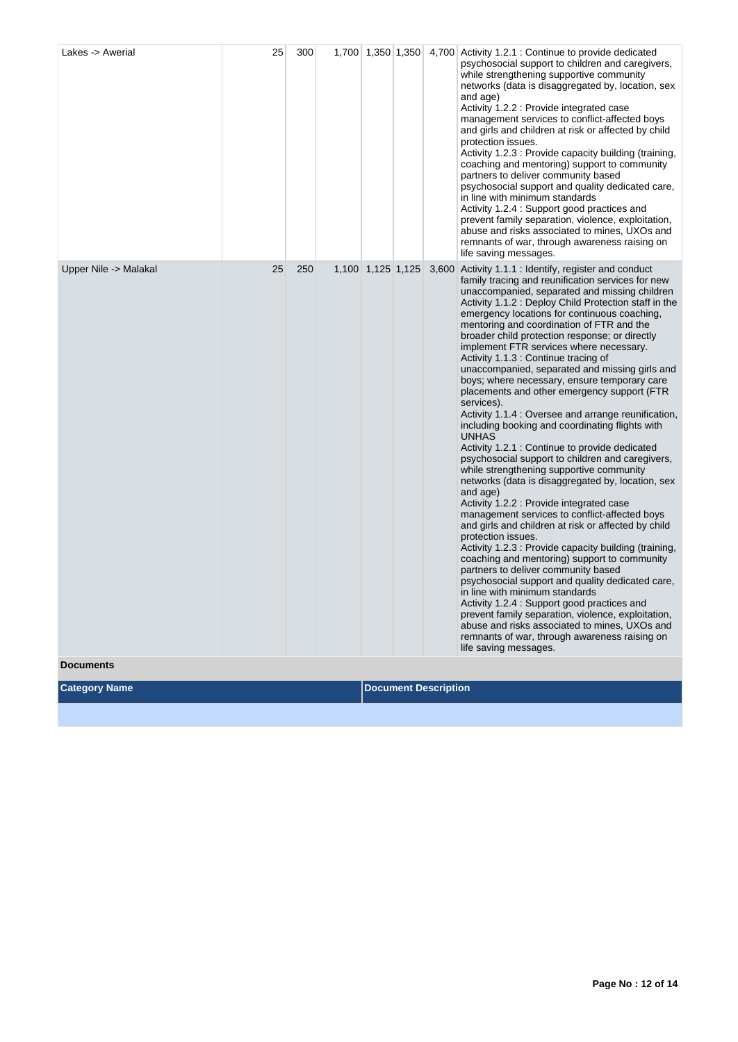| | | | | | | | |
|---|---|---|---|---|---|---|---|
| Lakes -> Awerial | 25 | 300 | 1,700 | 1,350 | 1,350 | 4,700 | Activity 1.2.1 : Continue to provide dedicated psychosocial support to children and caregivers, while strengthening supportive community networks (data is disaggregated by, location, sex and age)<br>Activity 1.2.2 : Provide integrated case management services to conflict-affected boys and girls and children at risk or affected by child protection issues.<br>Activity 1.2.3 : Provide capacity building (training, coaching and mentoring) support to community partners to deliver community based psychosocial support and quality dedicated care, in line with minimum standards<br>Activity 1.2.4 : Support good practices and prevent family separation, violence, exploitation, abuse and risks associated to mines, UXOs and remnants of war, through awareness raising on life saving messages. |
| Upper Nile -> Malakal | 25 | 250 | 1,100 | 1,125 | 1,125 | 3,600 | Activity 1.1.1 : Identify, register and conduct family tracing and reunification services for new unaccompanied, separated and missing children<br>Activity 1.1.2 : Deploy Child Protection staff in the emergency locations for continuous coaching, mentoring and coordination of FTR and the broader child protection response; or directly implement FTR services where necessary.<br>Activity 1.1.3 : Continue tracing of unaccompanied, separated and missing girls and boys; where necessary, ensure temporary care placements and other emergency support (FTR services).<br>Activity 1.1.4 : Oversee and arrange reunification, including booking and coordinating flights with UNHAS<br>Activity 1.2.1 : Continue to provide dedicated psychosocial support to children and caregivers, while strengthening supportive community networks (data is disaggregated by, location, sex and age)<br>Activity 1.2.2 : Provide integrated case management services to conflict-affected boys and girls and children at risk or affected by child protection issues.<br>Activity 1.2.3 : Provide capacity building (training, coaching and mentoring) support to community partners to deliver community based psychosocial support and quality dedicated care, in line with minimum standards<br>Activity 1.2.4 : Support good practices and prevent family separation, violence, exploitation, abuse and risks associated to mines, UXOs and remnants of war, through awareness raising on life saving messages. |

**Documents**

| Category Name | Document Description |
|---|---|
| | |